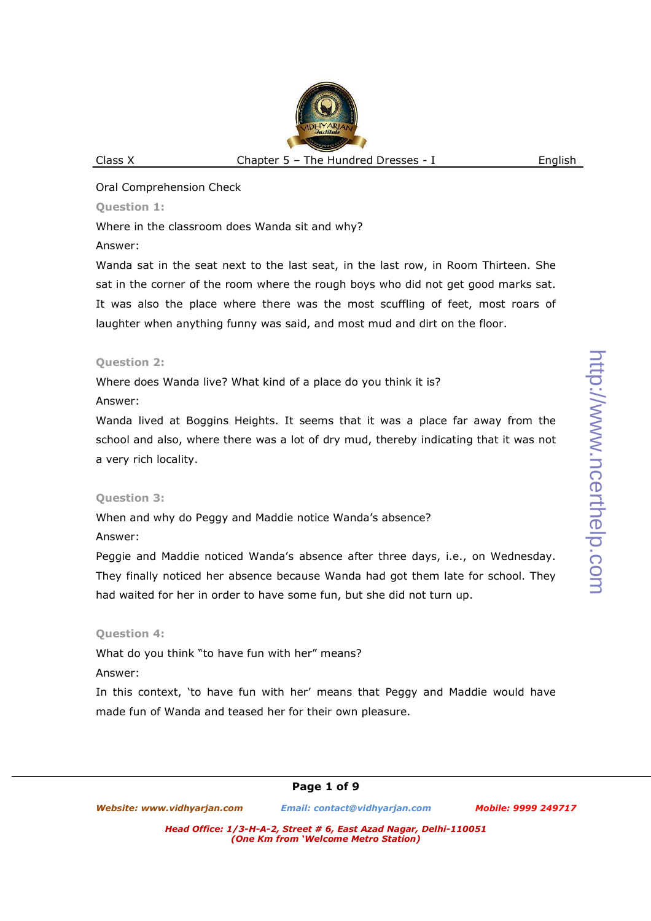Oral Comprehension Check

**Question 1:**

Where in the classroom does Wanda sit and why?

Answer:

Wanda sat in the seat next to the last seat, in the last row, in Room Thirteen. She sat in the corner of the room where the rough boys who did not get good marks sat. It was also the place where there was the most scuffling of feet, most roars of laughter when anything funny was said, and most mud and dirt on the floor.

**Question 2:**

Where does Wanda live? What kind of a place do you think it is?

Answer:

Wanda lived at Boggins Heights. It seems that it was a place far away from the school and also, where there was a lot of dry mud, thereby indicating that it was not a very rich locality.

**Question 3:**

When and why do Peggy and Maddie notice Wanda's absence?

Answer:

Peggie and Maddie noticed Wanda's absence after three days, i.e., on Wednesday. They finally noticed her absence because Wanda had got them late for school. They had waited for her in order to have some fun, but she did not turn up.

**Question 4:**

What do you think "to have fun with her" means?

Answer:

In this context, 'to have fun with her' means that Peggy and Maddie would have made fun of Wanda and teased her for their own pleasure.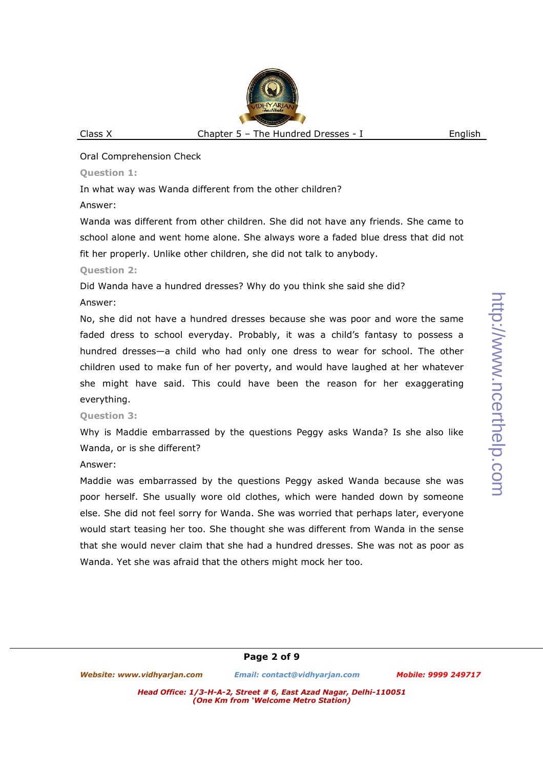Oral Comprehension Check

**Question 1:**

In what way was Wanda different from the other children?

Answer:

Wanda was different from other children. She did not have any friends. She came to school alone and went home alone. She always wore a faded blue dress that did not fit her properly. Unlike other children, she did not talk to anybody.

**Question 2:**

Did Wanda have a hundred dresses? Why do you think she said she did?

Answer:

No, she did not have a hundred dresses because she was poor and wore the same faded dress to school everyday. Probably, it was a child's fantasy to possess a hundred dresses—a child who had only one dress to wear for school. The other children used to make fun of her poverty, and would have laughed at her whatever she might have said. This could have been the reason for her exaggerating everything.

**Question 3:**

Why is Maddie embarrassed by the questions Peggy asks Wanda? Is she also like Wanda, or is she different?

Answer:

Maddie was embarrassed by the questions Peggy asked Wanda because she was poor herself. She usually wore old clothes, which were handed down by someone else. She did not feel sorry for Wanda. She was worried that perhaps later, everyone would start teasing her too. She thought she was different from Wanda in the sense that she would never claim that she had a hundred dresses. She was not as poor as Wanda. Yet she was afraid that the others might mock her too.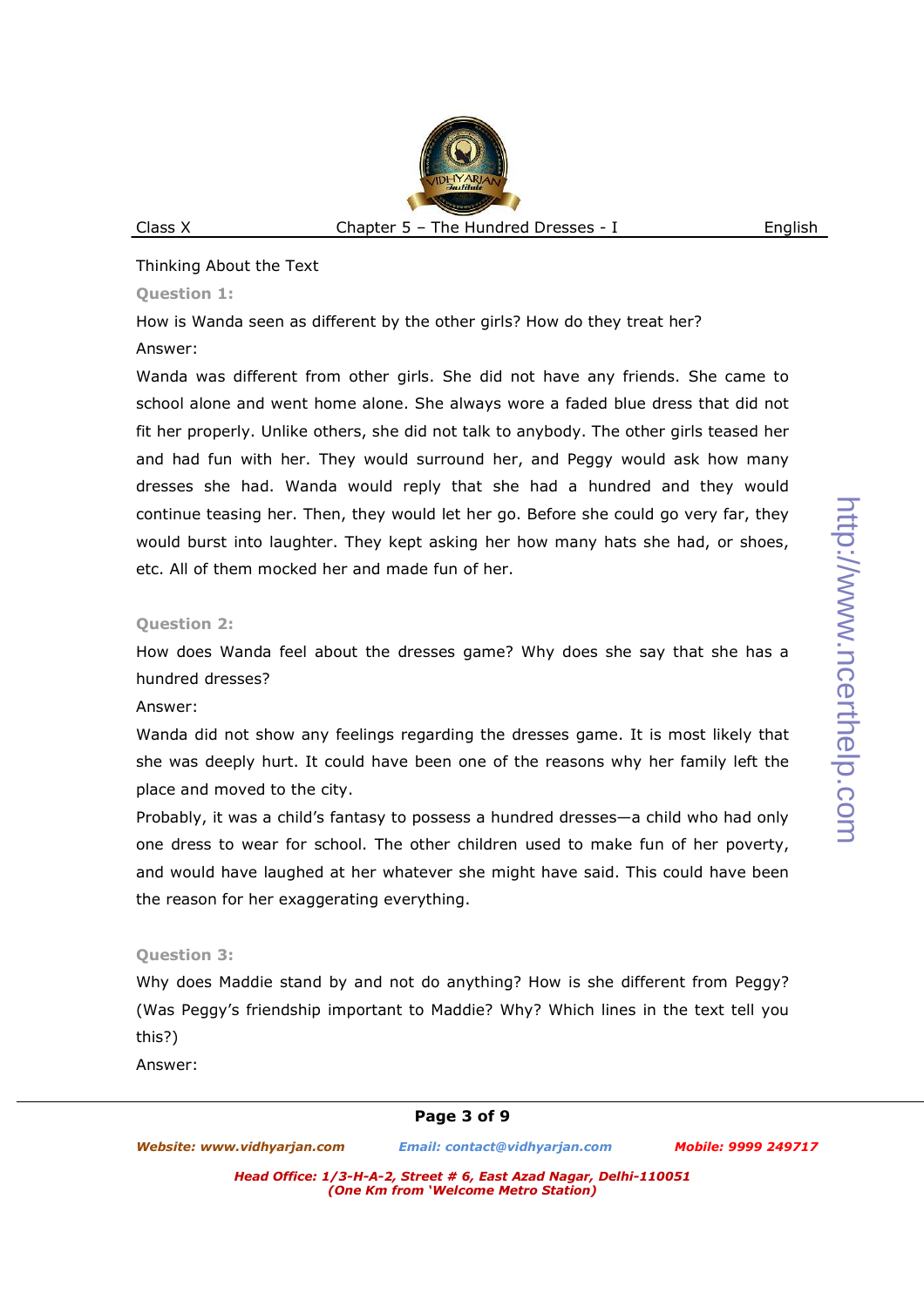Thinking About the Text

**Question 1:**

How is Wanda seen as different by the other girls? How do they treat her?

Answer:

Wanda was different from other girls. She did not have any friends. She came to school alone and went home alone. She always wore a faded blue dress that did not fit her properly. Unlike others, she did not talk to anybody. The other girls teased her and had fun with her. They would surround her, and Peggy would ask how many dresses she had. Wanda would reply that she had a hundred and they would continue teasing her. Then, they would let her go. Before she could go very far, they would burst into laughter. They kept asking her how many hats she had, or shoes, etc. All of them mocked her and made fun of her.

**Question 2:**

How does Wanda feel about the dresses game? Why does she say that she has a hundred dresses?

Answer:

Wanda did not show any feelings regarding the dresses game. It is most likely that she was deeply hurt. It could have been one of the reasons why her family left the place and moved to the city.

Probably, it was a child's fantasy to possess a hundred dresses—a child who had only one dress to wear for school. The other children used to make fun of her poverty, and would have laughed at her whatever she might have said. This could have been the reason for her exaggerating everything.

**Question 3:**

Why does Maddie stand by and not do anything? How is she different from Peggy? (Was Peggy's friendship important to Maddie? Why? Which lines in the text tell you this?)

Answer: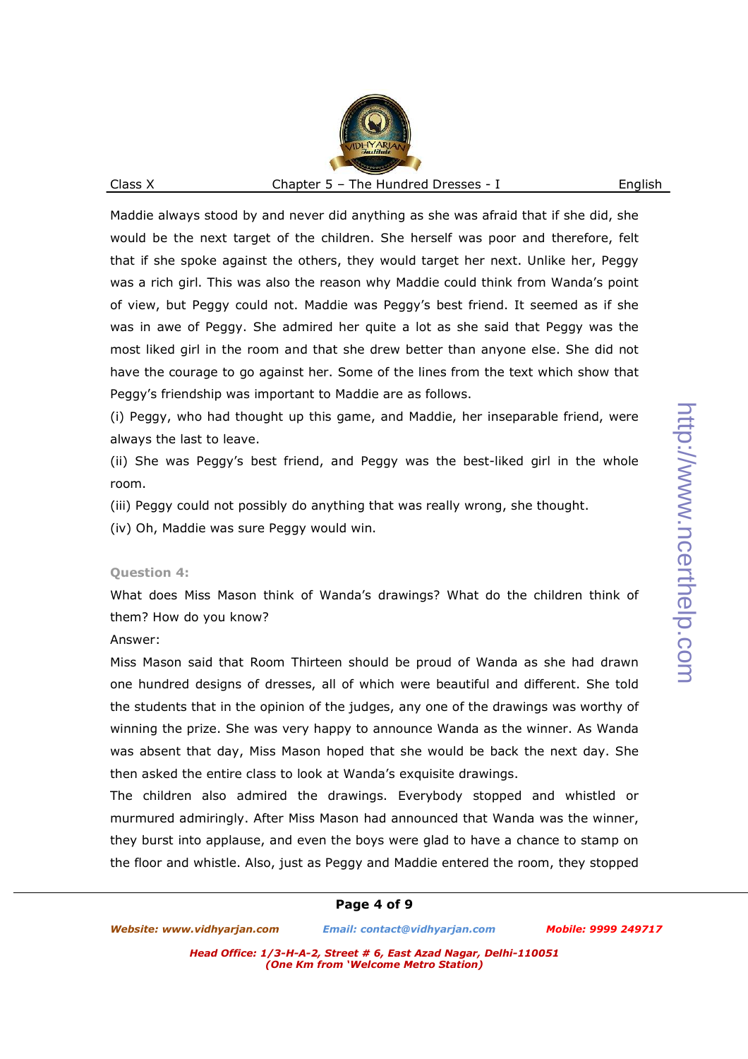Maddie always stood by and never did anything as she was afraid that if she did, she would be the next target of the children. She herself was poor and therefore, felt that if she spoke against the others, they would target her next. Unlike her, Peggy was a rich girl. This was also the reason why Maddie could think from Wanda's point of view, but Peggy could not. Maddie was Peggy's best friend. It seemed as if she was in awe of Peggy. She admired her quite a lot as she said that Peggy was the most liked girl in the room and that she drew better than anyone else. She did not have the courage to go against her. Some of the lines from the text which show that Peggy's friendship was important to Maddie are as follows.

(i) Peggy, who had thought up this game, and Maddie, her inseparable friend, were always the last to leave.

(ii) She was Peggy's best friend, and Peggy was the best-liked girl in the whole room.

(iii) Peggy could not possibly do anything that was really wrong, she thought.

(iv) Oh, Maddie was sure Peggy would win.

**Question 4:**

What does Miss Mason think of Wanda's drawings? What do the children think of them? How do you know?

Answer:

Miss Mason said that Room Thirteen should be proud of Wanda as she had drawn one hundred designs of dresses, all of which were beautiful and different. She told the students that in the opinion of the judges, any one of the drawings was worthy of winning the prize. She was very happy to announce Wanda as the winner. As Wanda was absent that day, Miss Mason hoped that she would be back the next day. She then asked the entire class to look at Wanda's exquisite drawings.

The children also admired the drawings. Everybody stopped and whistled or murmured admiringly. After Miss Mason had announced that Wanda was the winner, they burst into applause, and even the boys were glad to have a chance to stamp on the floor and whistle. Also, just as Peggy and Maddie entered the room, they stopped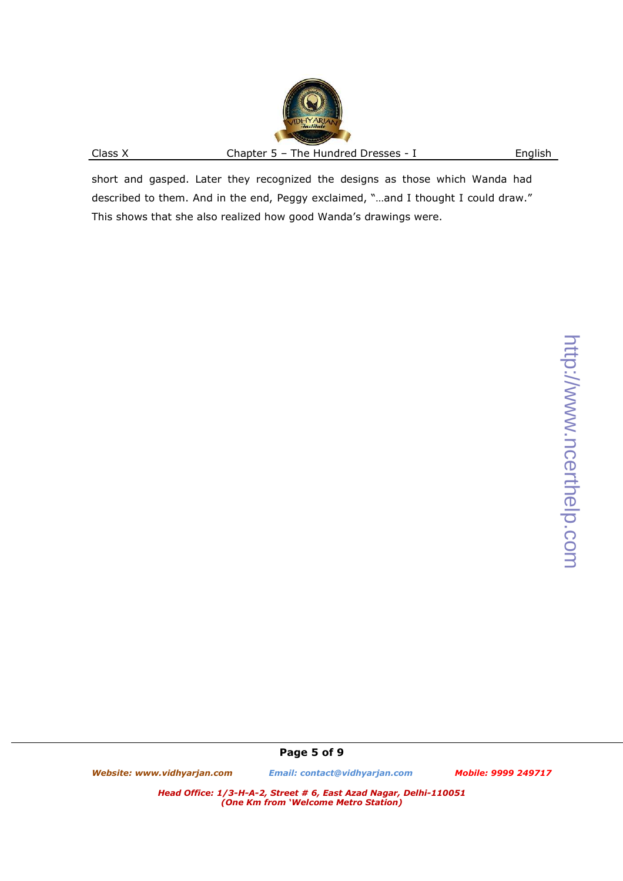short and gasped. Later they recognized the designs as those which Wanda had described to them. And in the end, Peggy exclaimed, "…and I thought I could draw." This shows that she also realized how good Wanda's drawings were.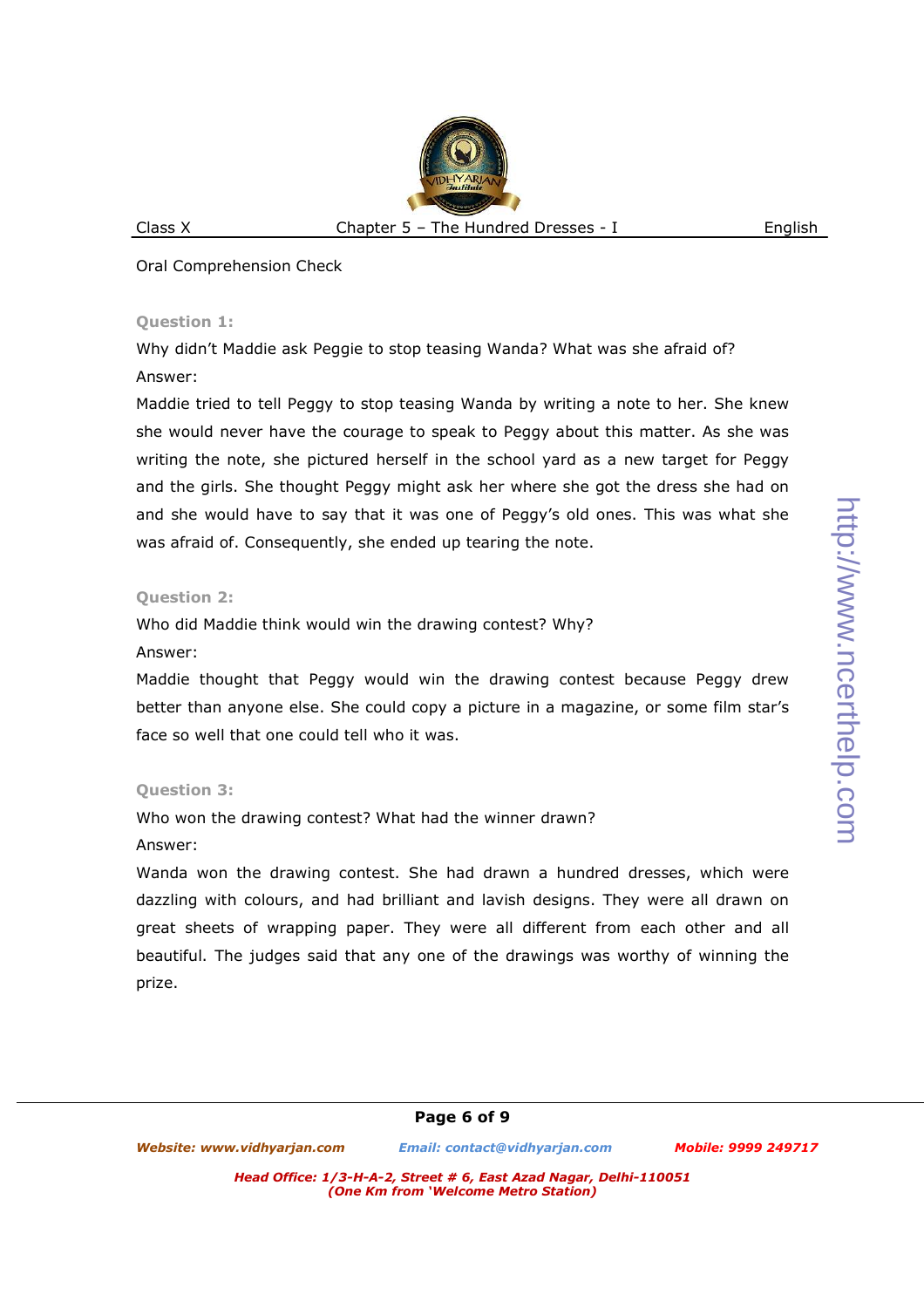Oral Comprehension Check

**Question 1:**

Why didn't Maddie ask Peggie to stop teasing Wanda? What was she afraid of?

Answer:

Maddie tried to tell Peggy to stop teasing Wanda by writing a note to her. She knew she would never have the courage to speak to Peggy about this matter. As she was writing the note, she pictured herself in the school yard as a new target for Peggy and the girls. She thought Peggy might ask her where she got the dress she had on and she would have to say that it was one of Peggy's old ones. This was what she was afraid of. Consequently, she ended up tearing the note.

**Question 2:**

Who did Maddie think would win the drawing contest? Why?

Answer:

Maddie thought that Peggy would win the drawing contest because Peggy drew better than anyone else. She could copy a picture in a magazine, or some film star's face so well that one could tell who it was.

**Question 3:**

Who won the drawing contest? What had the winner drawn?

Answer:

Wanda won the drawing contest. She had drawn a hundred dresses, which were dazzling with colours, and had brilliant and lavish designs. They were all drawn on great sheets of wrapping paper. They were all different from each other and all beautiful. The judges said that any one of the drawings was worthy of winning the prize.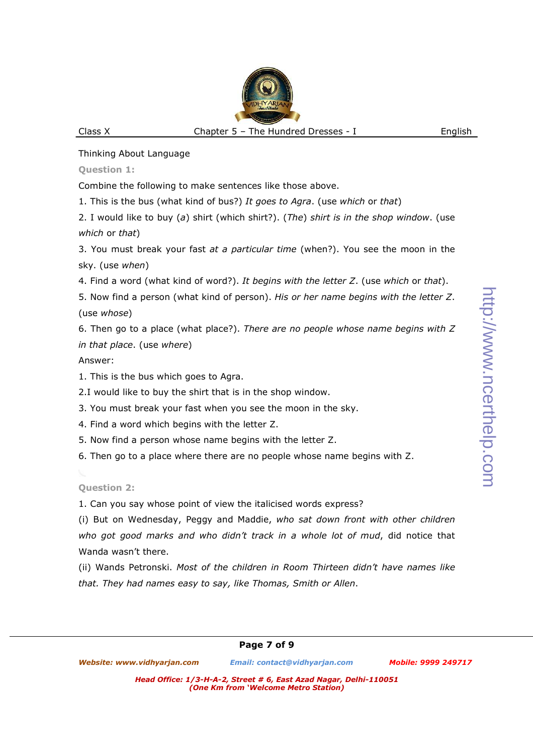Thinking About Language

**Question 1:**

Combine the following to make sentences like those above.

1. This is the bus (what kind of bus?) *It goes to Agra*. (use *which* or *that*)
2. I would like to buy (*a*) shirt (which shirt?). (*The*) *shirt is in the shop window*. (use *which* or *that*)
3. You must break your fast *at a particular time* (when?). You see the moon in the sky. (use *when*)
4. Find a word (what kind of word?). *It begins with the letter Z*. (use *which* or *that*).
5. Now find a person (what kind of person). *His or her name begins with the letter Z*. (use *whose*)
6. Then go to a place (what place?). *There are no people whose name begins with Z in that place*. (use *where*)

Answer:

1. This is the bus which goes to Agra.
2. I would like to buy the shirt that is in the shop window.
3. You must break your fast when you see the moon in the sky.
4. Find a word which begins with the letter Z.
5. Now find a person whose name begins with the letter Z.
6. Then go to a place where there are no people whose name begins with Z.

**Question 2:**

1. Can you say whose point of view the italicised words express?

(i) But on Wednesday, Peggy and Maddie, *who sat down front with other children who got good marks and who didn't track in a whole lot of mud*, did notice that Wanda wasn't there.

(ii) Wands Petronski. *Most of the children in Room Thirteen didn't have names like that. They had names easy to say, like Thomas, Smith or Allen*.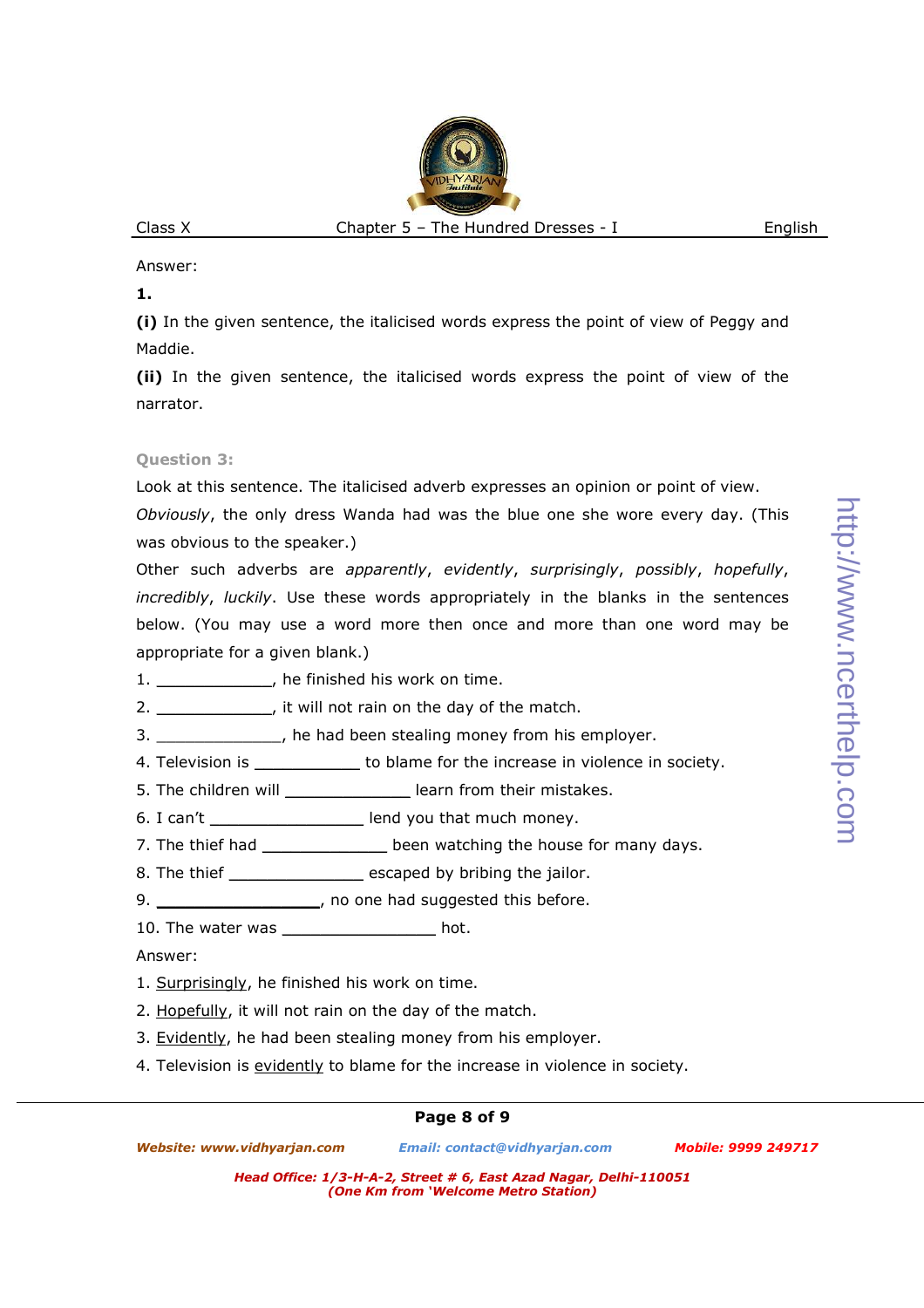Answer:

**1.**

**(i)** In the given sentence, the italicised words express the point of view of Peggy and Maddie.

**(ii)** In the given sentence, the italicised words express the point of view of the narrator.

**Question 3:**

Look at this sentence. The italicised adverb expresses an opinion or point of view.

*Obviously*, the only dress Wanda had was the blue one she wore every day. (This was obvious to the speaker.)

Other such adverbs are *apparently*, *evidently*, *surprisingly*, *possibly*, *hopefully*, *incredibly*, *luckily*. Use these words appropriately in the blanks in the sentences below. (You may use a word more then once and more than one word may be appropriate for a given blank.)

1. ____________, he finished his work on time.
2. ____________, it will not rain on the day of the match.
3. _____________, he had been stealing money from his employer.
4. Television is ___________ to blame for the increase in violence in society.
5. The children will _____________ learn from their mistakes.
6. I can't ________________ lend you that much money.
7. The thief had _____________ been watching the house for many days.
8. The thief ______________ escaped by bribing the jailor.
9. _________________, no one had suggested this before.
10. The water was ________________ hot.

Answer:

1. Surprisingly, he finished his work on time.
2. Hopefully, it will not rain on the day of the match.
3. Evidently, he had been stealing money from his employer.
4. Television is evidently to blame for the increase in violence in society.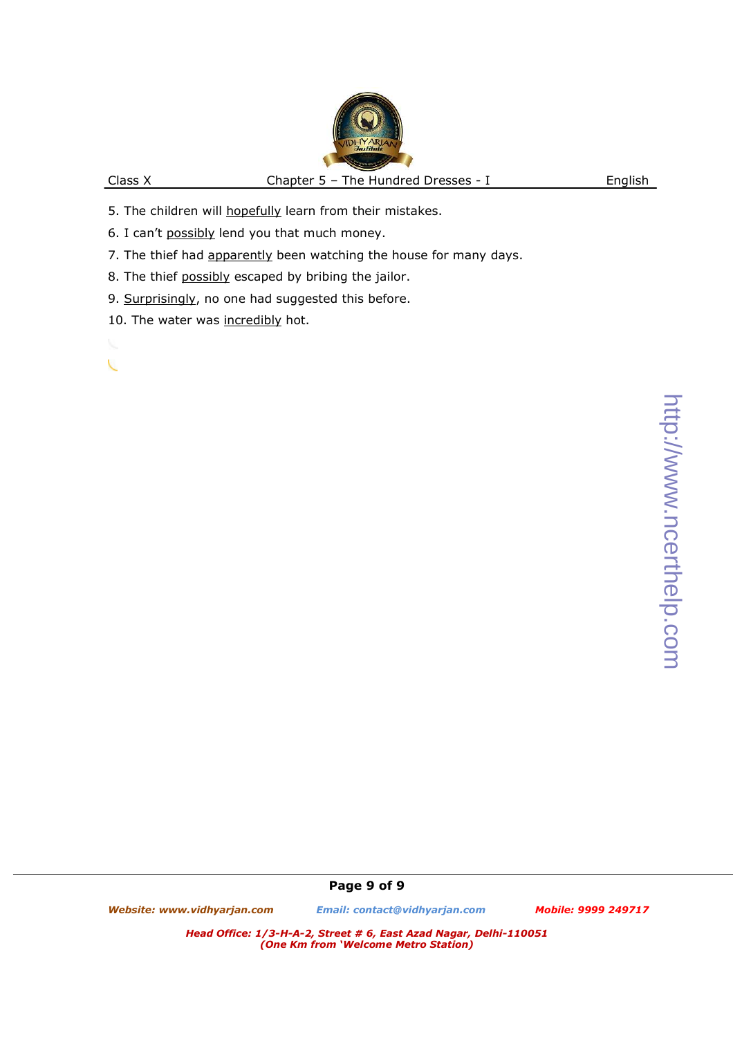5. The children will <u>hopefully</u> learn from their mistakes.

6. I can't <u>possibly</u> lend you that much money.

7. The thief had <u>apparently</u> been watching the house for many days.

8. The thief <u>possibly</u> escaped by bribing the jailor.

9. <u>Surprisingly</u>, no one had suggested this before.

10. The water was <u>incredibly</u> hot.